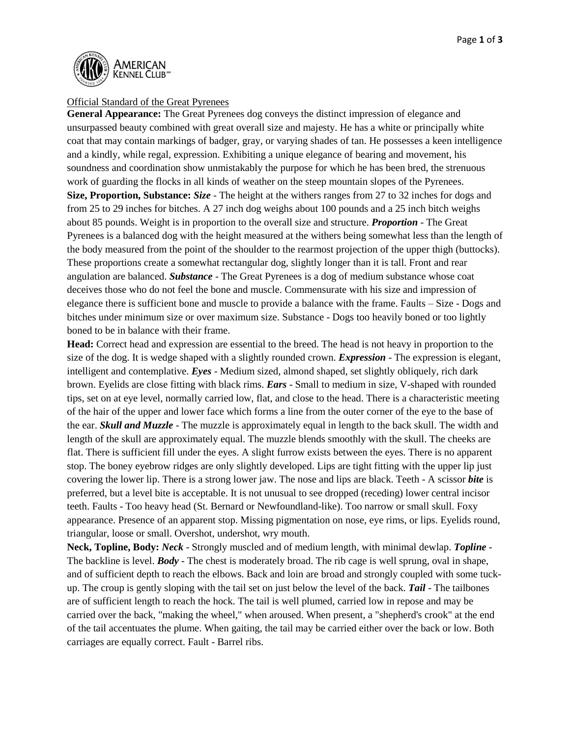AMERICAN KENNEL CLUB

# Official Standard of the Great Pyrenees

**General Appearance:** The Great Pyrenees dog conveys the distinct impression of elegance and unsurpassed beauty combined with great overall size and majesty. He has a white or principally white coat that may contain markings of badger, gray, or varying shades of tan. He possesses a keen intelligence and a kindly, while regal, expression. Exhibiting a unique elegance of bearing and movement, his soundness and coordination show unmistakably the purpose for which he has been bred, the strenuous work of guarding the flocks in all kinds of weather on the steep mountain slopes of the Pyrenees.

**Size, Proportion, Substance:** ***Size*** - The height at the withers ranges from 27 to 32 inches for dogs and from 25 to 29 inches for bitches. A 27 inch dog weighs about 100 pounds and a 25 inch bitch weighs about 85 pounds. Weight is in proportion to the overall size and structure. ***Proportion*** - The Great Pyrenees is a balanced dog with the height measured at the withers being somewhat less than the length of the body measured from the point of the shoulder to the rearmost projection of the upper thigh (buttocks). These proportions create a somewhat rectangular dog, slightly longer than it is tall. Front and rear angulation are balanced. ***Substance*** - The Great Pyrenees is a dog of medium substance whose coat deceives those who do not feel the bone and muscle. Commensurate with his size and impression of elegance there is sufficient bone and muscle to provide a balance with the frame. Faults – Size - Dogs and bitches under minimum size or over maximum size. Substance - Dogs too heavily boned or too lightly boned to be in balance with their frame.

**Head:** Correct head and expression are essential to the breed. The head is not heavy in proportion to the size of the dog. It is wedge shaped with a slightly rounded crown. ***Expression*** - The expression is elegant, intelligent and contemplative. ***Eyes*** - Medium sized, almond shaped, set slightly obliquely, rich dark brown. Eyelids are close fitting with black rims. ***Ears*** - Small to medium in size, V-shaped with rounded tips, set on at eye level, normally carried low, flat, and close to the head. There is a characteristic meeting of the hair of the upper and lower face which forms a line from the outer corner of the eye to the base of the ear. ***Skull and Muzzle*** - The muzzle is approximately equal in length to the back skull. The width and length of the skull are approximately equal. The muzzle blends smoothly with the skull. The cheeks are flat. There is sufficient fill under the eyes. A slight furrow exists between the eyes. There is no apparent stop. The boney eyebrow ridges are only slightly developed. Lips are tight fitting with the upper lip just covering the lower lip. There is a strong lower jaw. The nose and lips are black. Teeth - A scissor ***bite*** is preferred, but a level bite is acceptable. It is not unusual to see dropped (receding) lower central incisor teeth. Faults - Too heavy head (St. Bernard or Newfoundland-like). Too narrow or small skull. Foxy appearance. Presence of an apparent stop. Missing pigmentation on nose, eye rims, or lips. Eyelids round, triangular, loose or small. Overshot, undershot, wry mouth.

**Neck, Topline, Body:** ***Neck*** - Strongly muscled and of medium length, with minimal dewlap. ***Topline*** - The backline is level. ***Body*** - The chest is moderately broad. The rib cage is well sprung, oval in shape, and of sufficient depth to reach the elbows. Back and loin are broad and strongly coupled with some tuck-up. The croup is gently sloping with the tail set on just below the level of the back. ***Tail*** - The tailbones are of sufficient length to reach the hock. The tail is well plumed, carried low in repose and may be carried over the back, "making the wheel," when aroused. When present, a "shepherd's crook" at the end of the tail accentuates the plume. When gaiting, the tail may be carried either over the back or low. Both carriages are equally correct. Fault - Barrel ribs.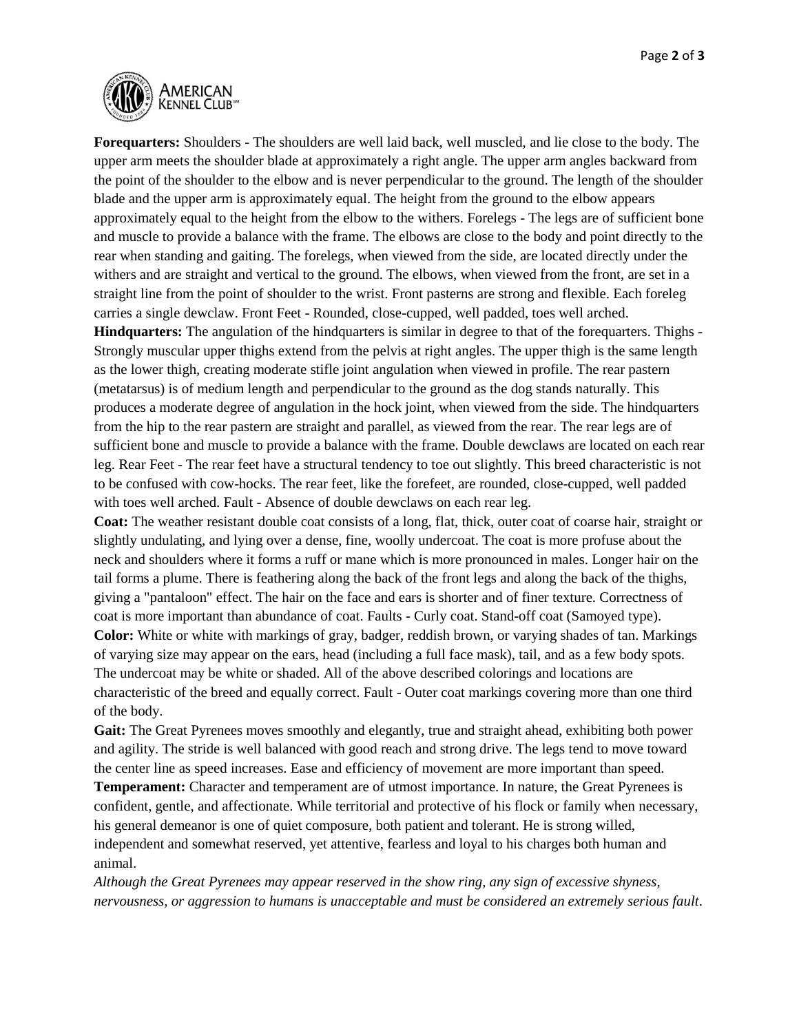**Forequarters:** Shoulders - The shoulders are well laid back, well muscled, and lie close to the body. The upper arm meets the shoulder blade at approximately a right angle. The upper arm angles backward from the point of the shoulder to the elbow and is never perpendicular to the ground. The length of the shoulder blade and the upper arm is approximately equal. The height from the ground to the elbow appears approximately equal to the height from the elbow to the withers. Forelegs - The legs are of sufficient bone and muscle to provide a balance with the frame. The elbows are close to the body and point directly to the rear when standing and gaiting. The forelegs, when viewed from the side, are located directly under the withers and are straight and vertical to the ground. The elbows, when viewed from the front, are set in a straight line from the point of shoulder to the wrist. Front pasterns are strong and flexible. Each foreleg carries a single dewclaw. Front Feet - Rounded, close-cupped, well padded, toes well arched.

**Hindquarters:** The angulation of the hindquarters is similar in degree to that of the forequarters. Thighs - Strongly muscular upper thighs extend from the pelvis at right angles. The upper thigh is the same length as the lower thigh, creating moderate stifle joint angulation when viewed in profile. The rear pastern (metatarsus) is of medium length and perpendicular to the ground as the dog stands naturally. This produces a moderate degree of angulation in the hock joint, when viewed from the side. The hindquarters from the hip to the rear pastern are straight and parallel, as viewed from the rear. The rear legs are of sufficient bone and muscle to provide a balance with the frame. Double dewclaws are located on each rear leg. Rear Feet - The rear feet have a structural tendency to toe out slightly. This breed characteristic is not to be confused with cow-hocks. The rear feet, like the forefeet, are rounded, close-cupped, well padded with toes well arched. Fault - Absence of double dewclaws on each rear leg.

**Coat:** The weather resistant double coat consists of a long, flat, thick, outer coat of coarse hair, straight or slightly undulating, and lying over a dense, fine, woolly undercoat. The coat is more profuse about the neck and shoulders where it forms a ruff or mane which is more pronounced in males. Longer hair on the tail forms a plume. There is feathering along the back of the front legs and along the back of the thighs, giving a "pantaloon" effect. The hair on the face and ears is shorter and of finer texture. Correctness of coat is more important than abundance of coat. Faults - Curly coat. Stand-off coat (Samoyed type).

**Color:** White or white with markings of gray, badger, reddish brown, or varying shades of tan. Markings of varying size may appear on the ears, head (including a full face mask), tail, and as a few body spots. The undercoat may be white or shaded. All of the above described colorings and locations are characteristic of the breed and equally correct. Fault - Outer coat markings covering more than one third of the body.

**Gait:** The Great Pyrenees moves smoothly and elegantly, true and straight ahead, exhibiting both power and agility. The stride is well balanced with good reach and strong drive. The legs tend to move toward the center line as speed increases. Ease and efficiency of movement are more important than speed.

**Temperament:** Character and temperament are of utmost importance. In nature, the Great Pyrenees is confident, gentle, and affectionate. While territorial and protective of his flock or family when necessary, his general demeanor is one of quiet composure, both patient and tolerant. He is strong willed, independent and somewhat reserved, yet attentive, fearless and loyal to his charges both human and animal.

*Although the Great Pyrenees may appear reserved in the show ring, any sign of excessive shyness, nervousness, or aggression to humans is unacceptable and must be considered an extremely serious fault.*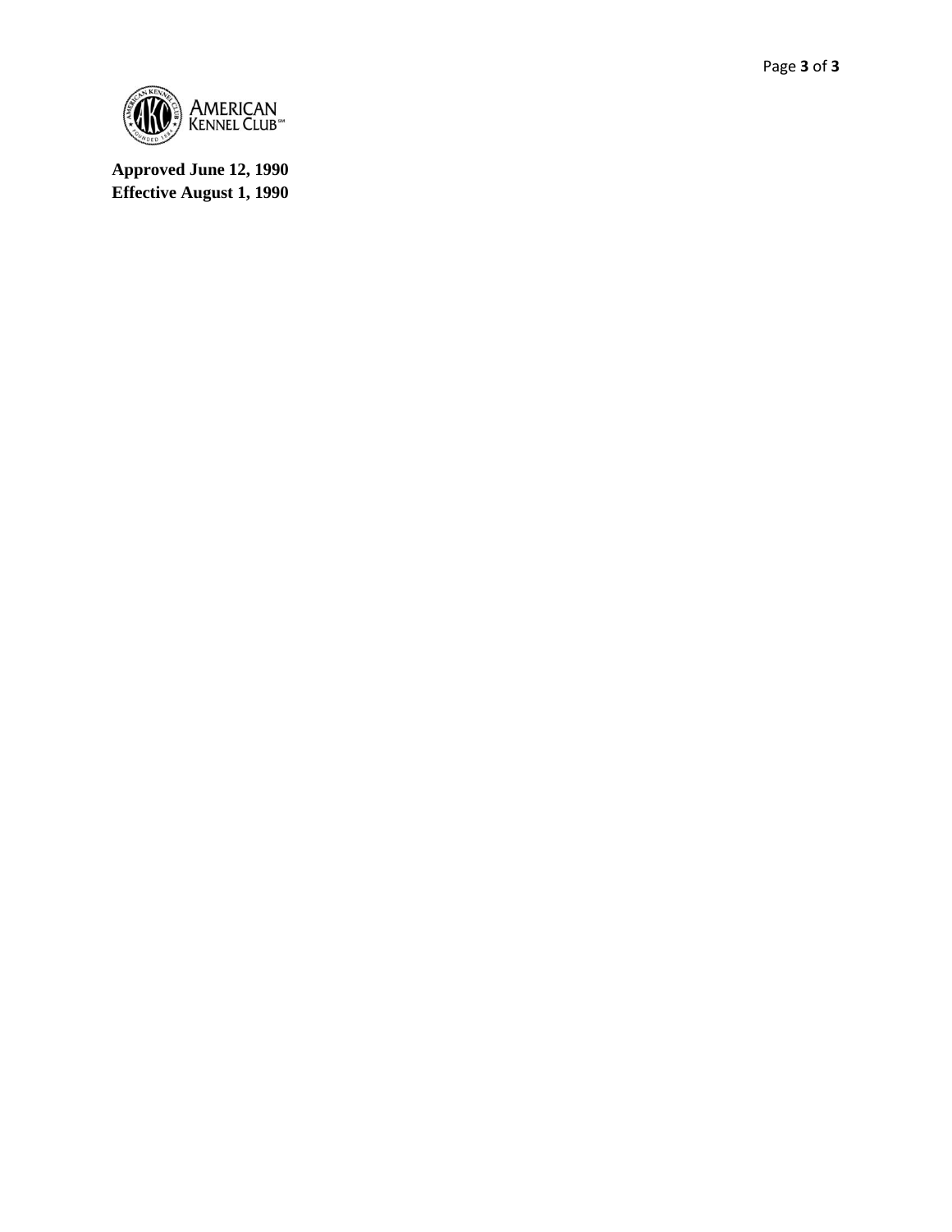**Approved June 12, 1990**
**Effective August 1, 1990**